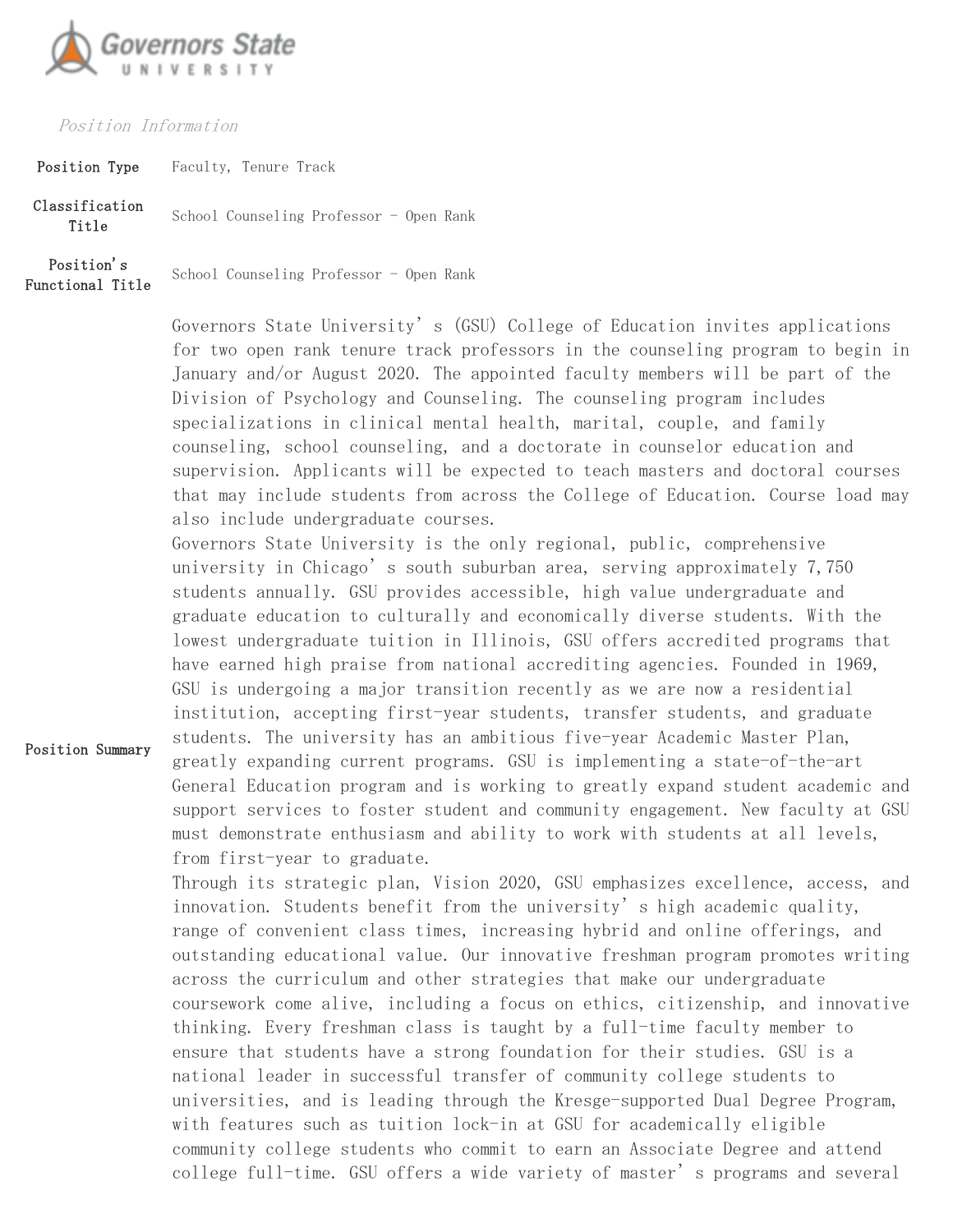Governors State University

*Position Information*

| | |
|---|---|
| **Position Type** | Faculty, Tenure Track |
| **Classification Title** | School Counseling Professor - Open Rank |
| **Position's Functional Title** | School Counseling Professor - Open Rank |
| **Position Summary** | Governors State University's (GSU) College of Education invites applications for two open rank tenure track professors in the counseling program to begin in January and/or August 2020. The appointed faculty members will be part of the Division of Psychology and Counseling. The counseling program includes specializations in clinical mental health, marital, couple, and family counseling, school counseling, and a doctorate in counselor education and supervision. Applicants will be expected to teach masters and doctoral courses that may include students from across the College of Education. Course load may also include undergraduate courses.<br>Governors State University is the only regional, public, comprehensive university in Chicago's south suburban area, serving approximately 7,750 students annually. GSU provides accessible, high value undergraduate and graduate education to culturally and economically diverse students. With the lowest undergraduate tuition in Illinois, GSU offers accredited programs that have earned high praise from national accrediting agencies. Founded in 1969, GSU is undergoing a major transition recently as we are now a residential institution, accepting first-year students, transfer students, and graduate students. The university has an ambitious five-year Academic Master Plan, greatly expanding current programs. GSU is implementing a state-of-the-art General Education program and is working to greatly expand student academic and support services to foster student and community engagement. New faculty at GSU must demonstrate enthusiasm and ability to work with students at all levels, from first-year to graduate.<br>Through its strategic plan, Vision 2020, GSU emphasizes excellence, access, and innovation. Students benefit from the university's high academic quality, range of convenient class times, increasing hybrid and online offerings, and outstanding educational value. Our innovative freshman program promotes writing across the curriculum and other strategies that make our undergraduate coursework come alive, including a focus on ethics, citizenship, and innovative thinking. Every freshman class is taught by a full-time faculty member to ensure that students have a strong foundation for their studies. GSU is a national leader in successful transfer of community college students to universities, and is leading through the Kresge-supported Dual Degree Program, with features such as tuition lock-in at GSU for academically eligible community college students who commit to earn an Associate Degree and attend college full-time. GSU offers a wide variety of master's programs and several |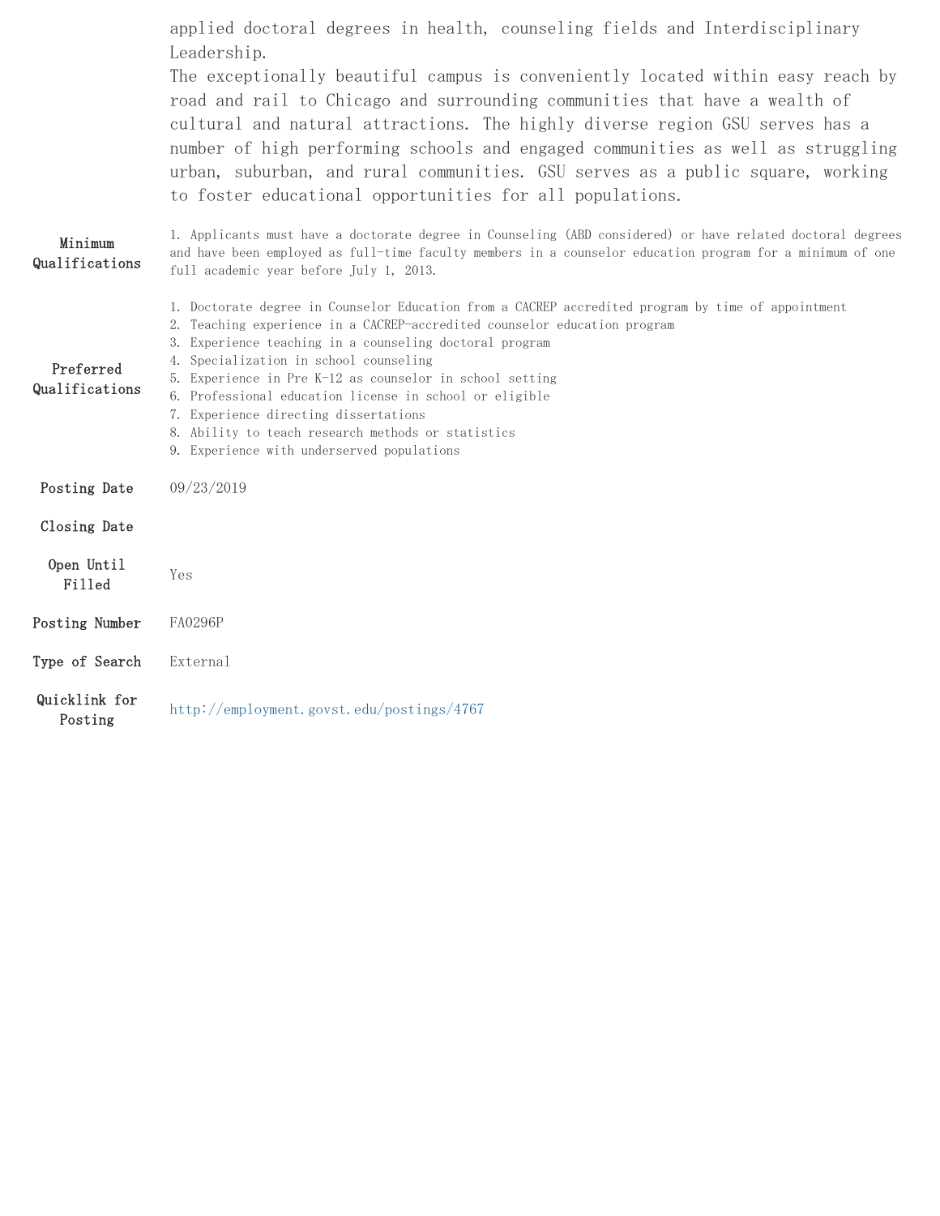applied doctoral degrees in health, counseling fields and Interdisciplinary Leadership.

The exceptionally beautiful campus is conveniently located within easy reach by road and rail to Chicago and surrounding communities that have a wealth of cultural and natural attractions. The highly diverse region GSU serves has a number of high performing schools and engaged communities as well as struggling urban, suburban, and rural communities. GSU serves as a public square, working to foster educational opportunities for all populations.

| | |
|---|---|
| **Minimum Qualifications** | 1. Applicants must have a doctorate degree in Counseling (ABD considered) or have related doctoral degrees and have been employed as full-time faculty members in a counselor education program for a minimum of one full academic year before July 1, 2013. |
| **Preferred Qualifications** | 1. Doctorate degree in Counselor Education from a CACREP accredited program by time of appointment<br>2. Teaching experience in a CACREP-accredited counselor education program<br>3. Experience teaching in a counseling doctoral program<br>4. Specialization in school counseling<br>5. Experience in Pre K-12 as counselor in school setting<br>6. Professional education license in school or eligible<br>7. Experience directing dissertations<br>8. Ability to teach research methods or statistics<br>9. Experience with underserved populations |
| **Posting Date** | 09/23/2019 |
| **Closing Date** | |
| **Open Until Filled** | Yes |
| **Posting Number** | FA0296P |
| **Type of Search** | External |
| **Quicklink for Posting** | http://employment.govst.edu/postings/4767 |